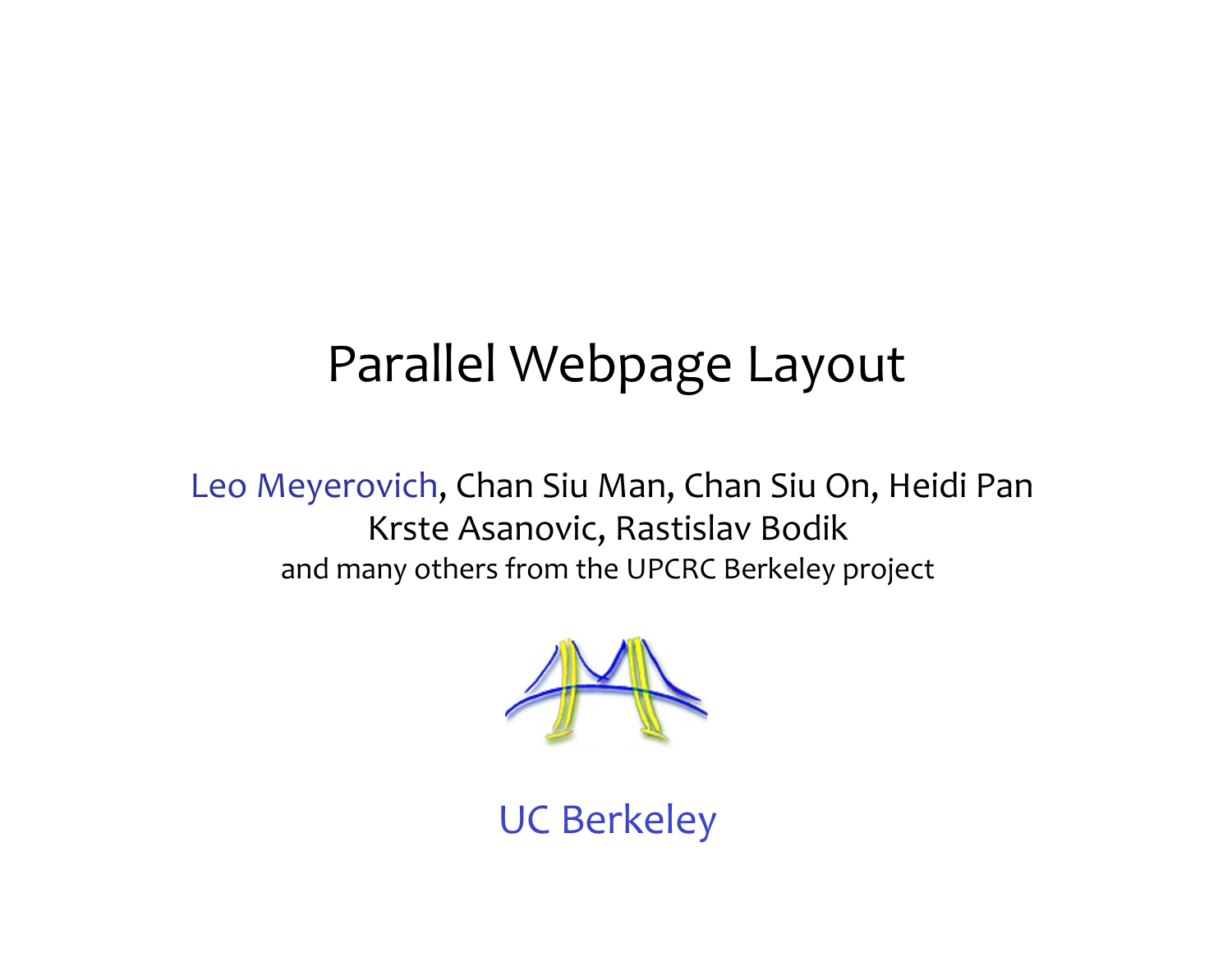# Parallel Webpage Layout

Leo Meyerovich, Chan Siu Man, Chan Siu On, Heidi Pan
Krste Asanovic, Rastislav Bodik
and many others from the UPCRC Berkeley project

UC Berkeley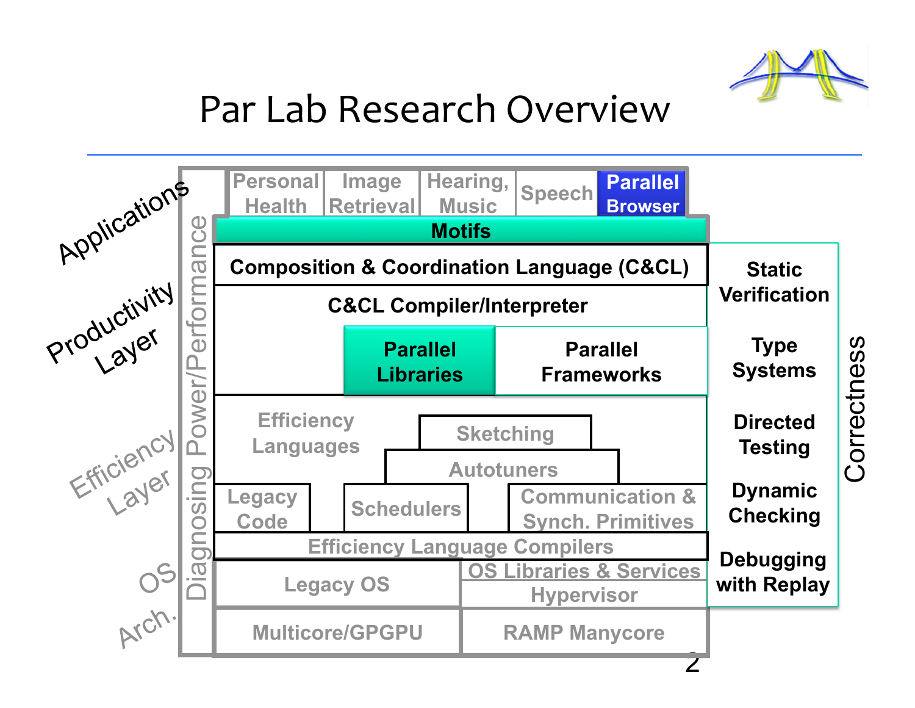# Par Lab Research Overview

**Applications**

- Personal Health
- Image Retrieval
- Hearing, Music
- Speech
- **Parallel Browser**

**Motifs**

**Productivity Layer**

- **Composition & Coordination Language (C&CL)**
- **C&CL Compiler/Interpreter**
- **Parallel Libraries**
- **Parallel Frameworks**

**Efficiency Layer**

- Efficiency Languages
- Sketching
- Autotuners
- Legacy Code
- Schedulers
- Communication & Synch. Primitives
- Efficiency Language Compilers

**OS**

- Legacy OS
- OS Libraries & Services
- Hypervisor

**Arch.**

- Multicore/GPGPU
- RAMP Manycore

Diagnosing Power/Performance

**Correctness**

- **Static Verification**
- **Type Systems**
- **Directed Testing**
- **Dynamic Checking**
- **Debugging with Replay**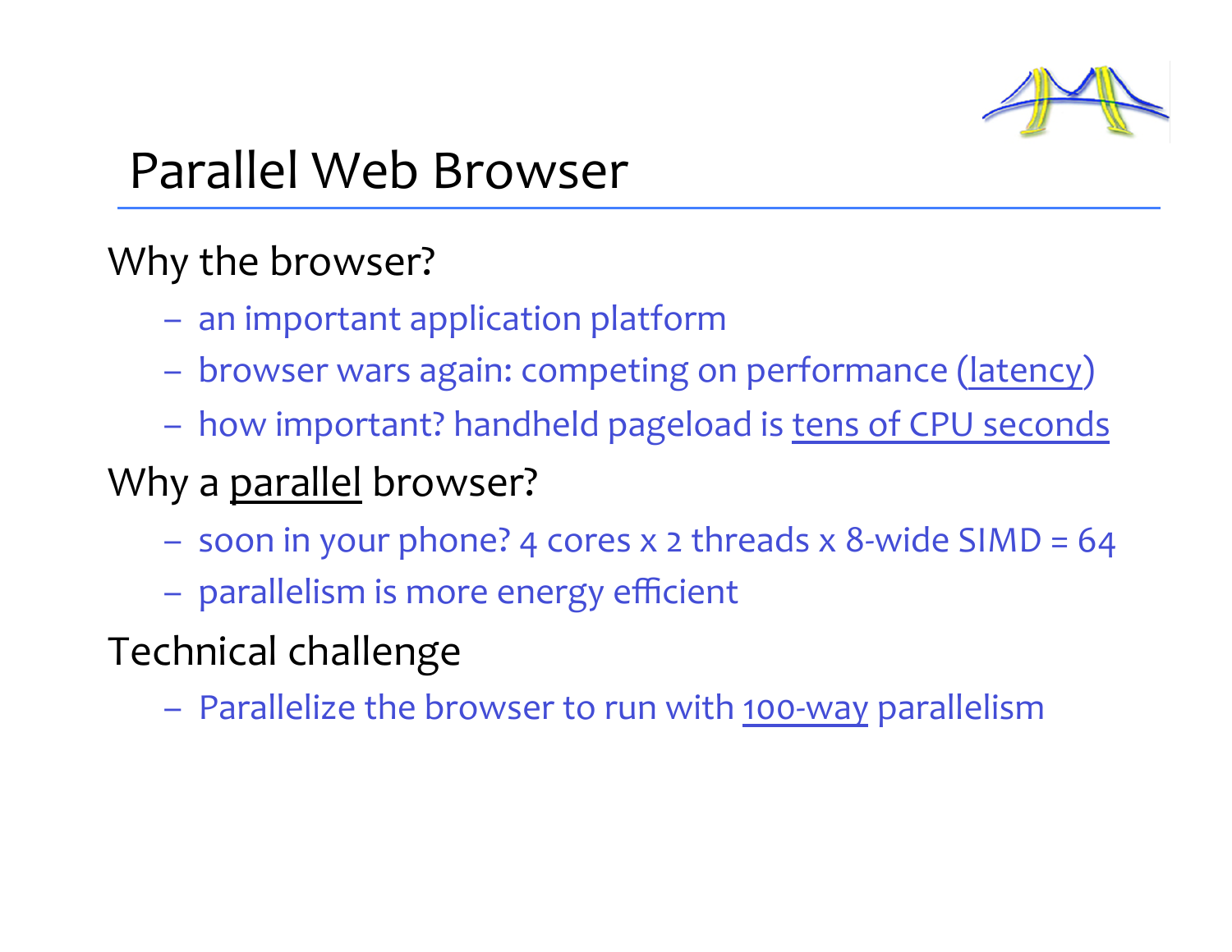# Parallel Web Browser

Why the browser?

- an important application platform
- browser wars again: competing on performance (latency)
- how important? handheld pageload is tens of CPU seconds

Why a parallel browser?

- soon in your phone? 4 cores x 2 threads x 8-wide SIMD = 64
- parallelism is more energy efficient

Technical challenge

- Parallelize the browser to run with 100-way parallelism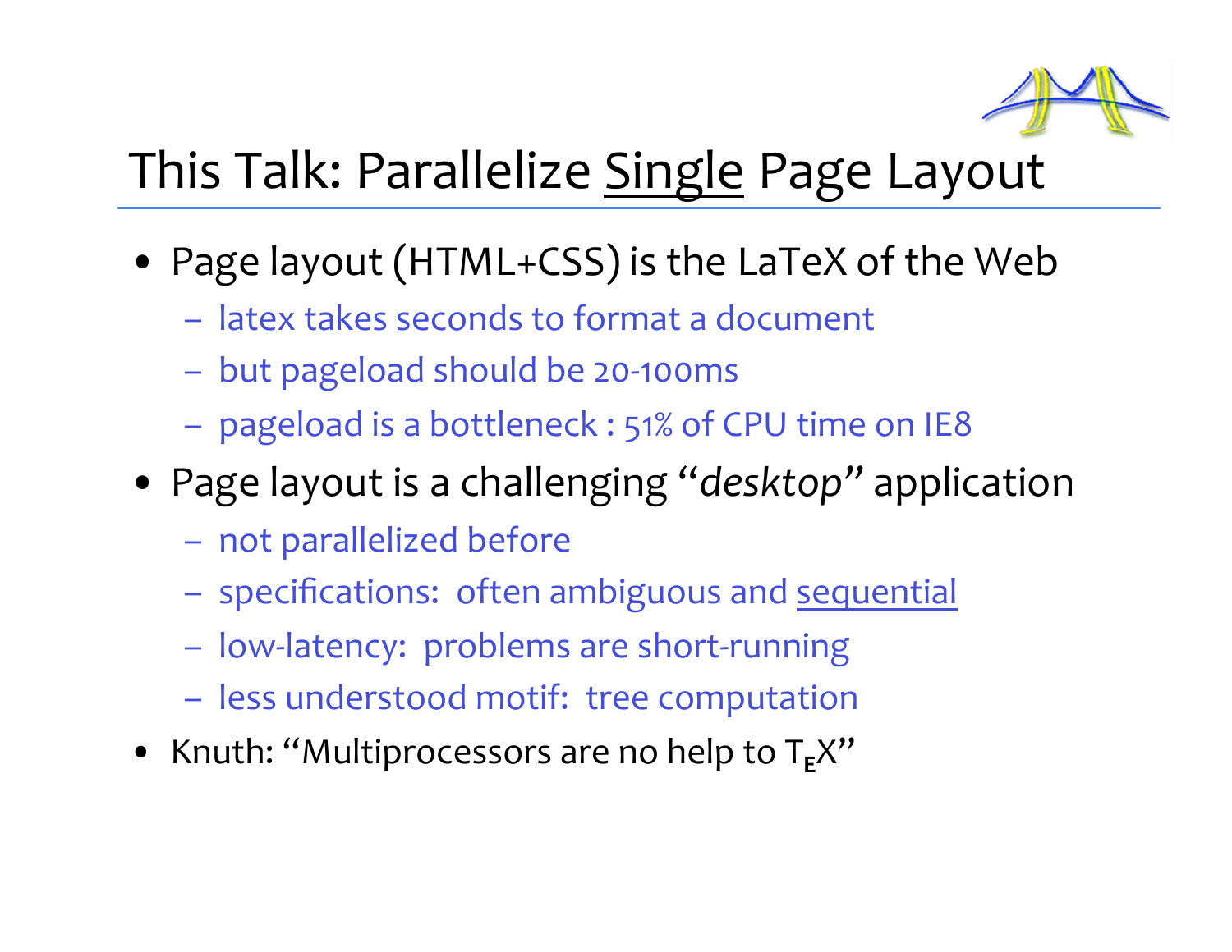# This Talk: Parallelize Single Page Layout

- Page layout (HTML+CSS) is the LaTeX of the Web
  - latex takes seconds to format a document
  - but pageload should be 20-100ms
  - pageload is a bottleneck : 51% of CPU time on IE8
- Page layout is a challenging "*desktop*" application
  - not parallelized before
  - specifications: often ambiguous and sequential
  - low-latency: problems are short-running
  - less understood motif: tree computation
- Knuth: "Multiprocessors are no help to $T_EX$"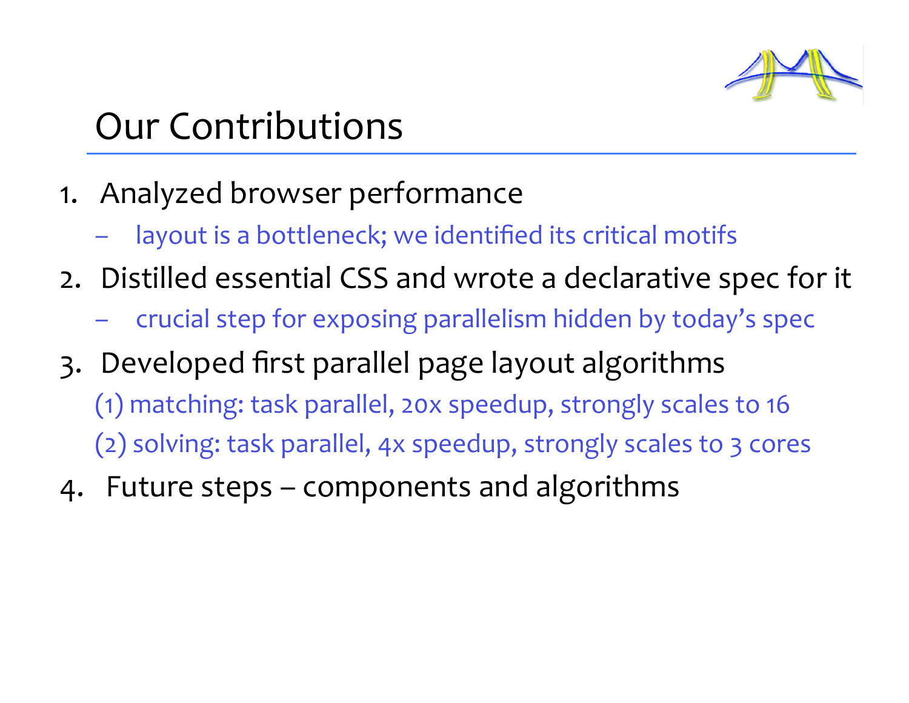# Our Contributions

1. Analyzed browser performance
   – layout is a bottleneck; we identified its critical motifs
2. Distilled essential CSS and wrote a declarative spec for it
   – crucial step for exposing parallelism hidden by today's spec
3. Developed first parallel page layout algorithms

   (1) matching: task parallel, 20x speedup, strongly scales to 16

   (2) solving: task parallel, 4x speedup, strongly scales to 3 cores
4. Future steps – components and algorithms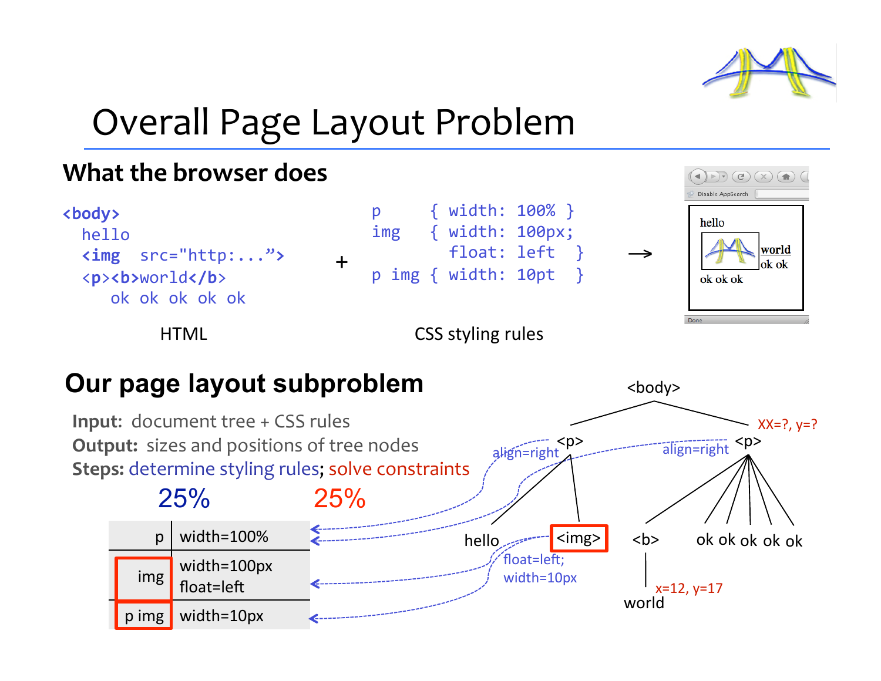# Overall Page Layout Problem

## What the browser does

```
<body>
  hello
  <img  src="http:...">
  <p><b>world</b>
     ok ok ok ok ok
```

HTML

\+

```
p     { width: 100% }
img   { width: 100px;
        float: left   }
p img { width: 10pt   }
```

CSS styling rules

→

hello
world
ok ok
ok ok ok

## Our page layout subproblem

**Input:** document tree + CSS rules
**Output:** sizes and positions of tree nodes
**Steps:** determine styling rules; solve constraints

25% 25%

| p | width=100% |
|---|---|
| img | width=100px float=left |
| p img | width=10px |

<body>
- <p> (align=right)
  - hello
  - <img> (float=left; width=10px)
- <p> (align=right) XX=?, y=?
  - <b>
    - world (x=12, y=17)
  - ok ok ok ok ok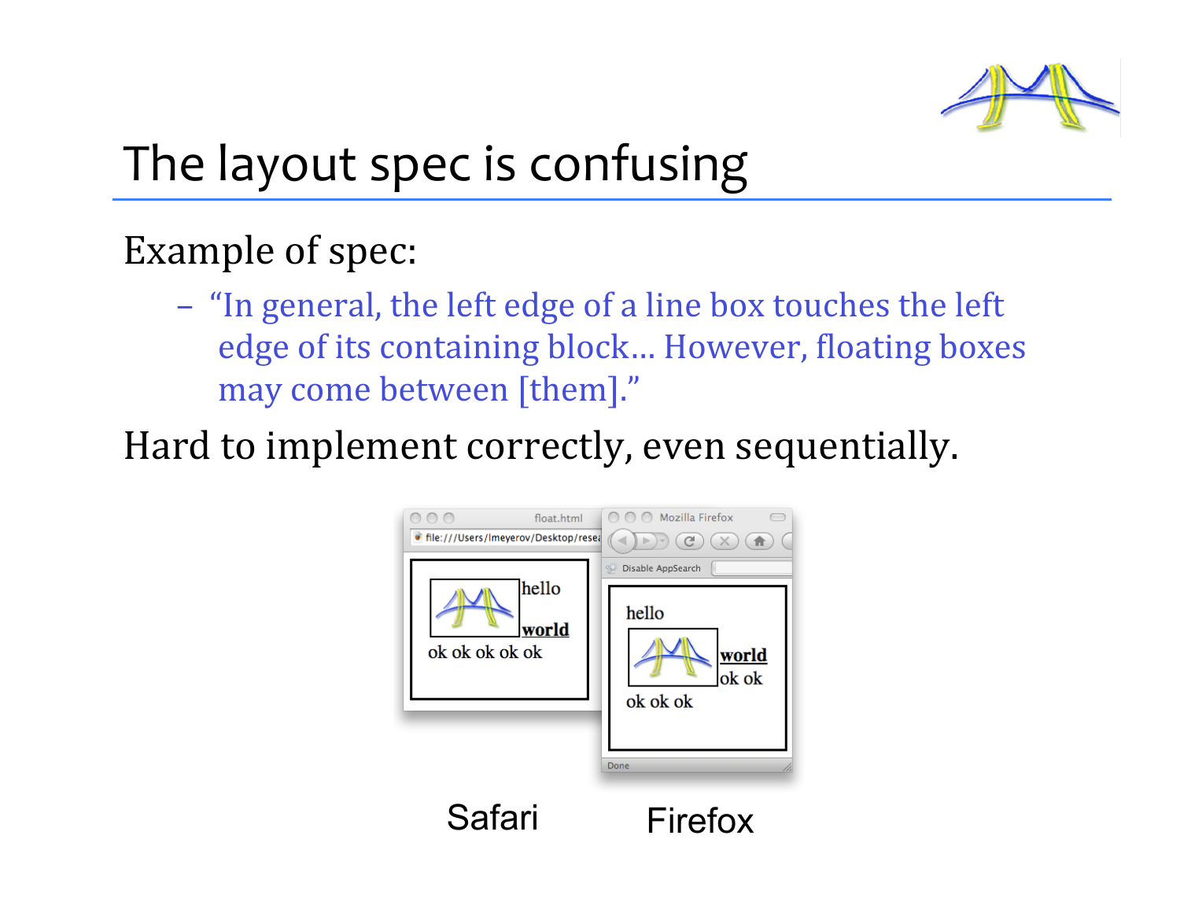# The layout spec is confusing

Example of spec:

- "In general, the left edge of a line box touches the left edge of its containing block… However, floating boxes may come between [them]."

Hard to implement correctly, even sequentially.

Safari Firefox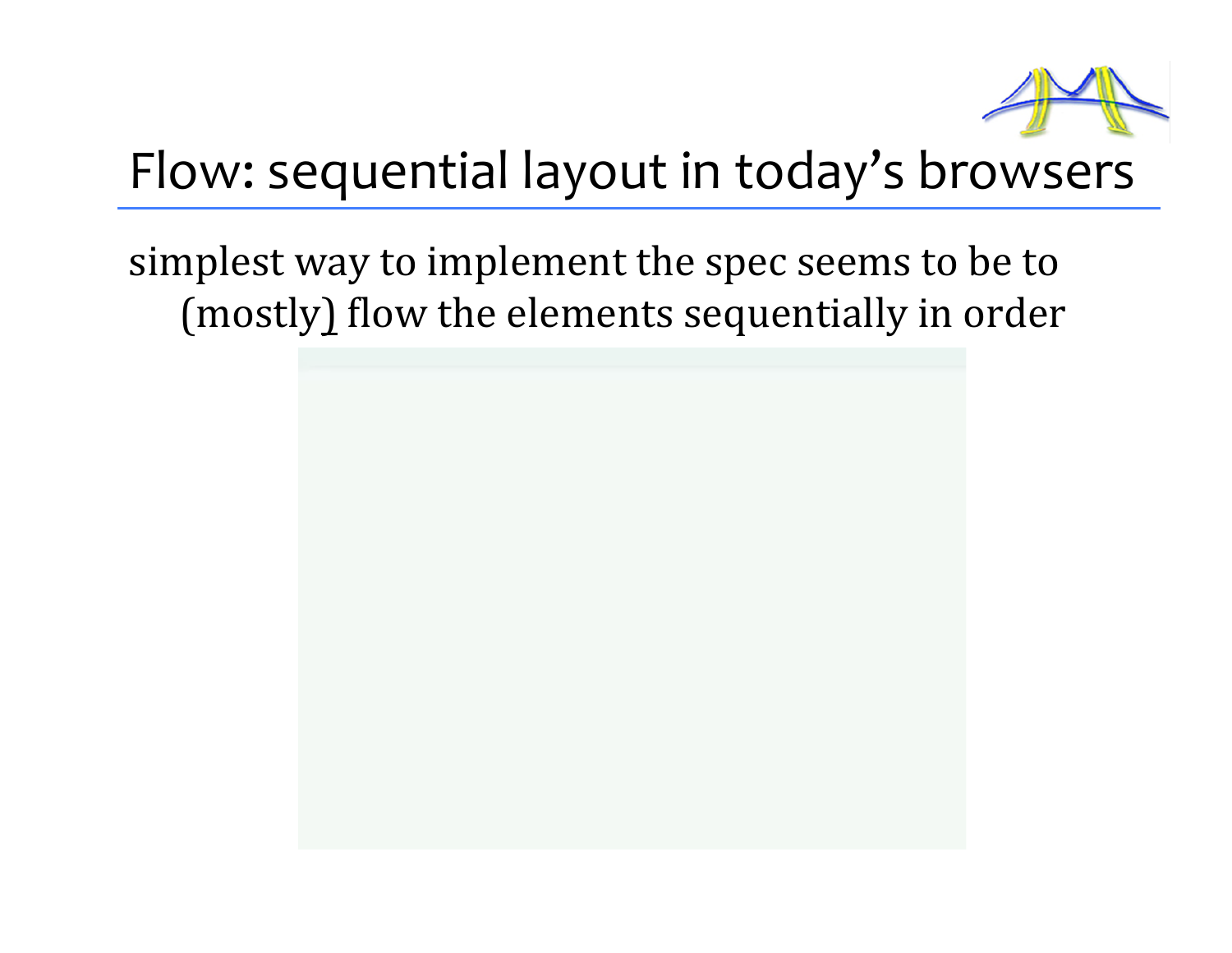# Flow: sequential layout in today's browsers

simplest way to implement the spec seems to be to (mostly) flow the elements sequentially in order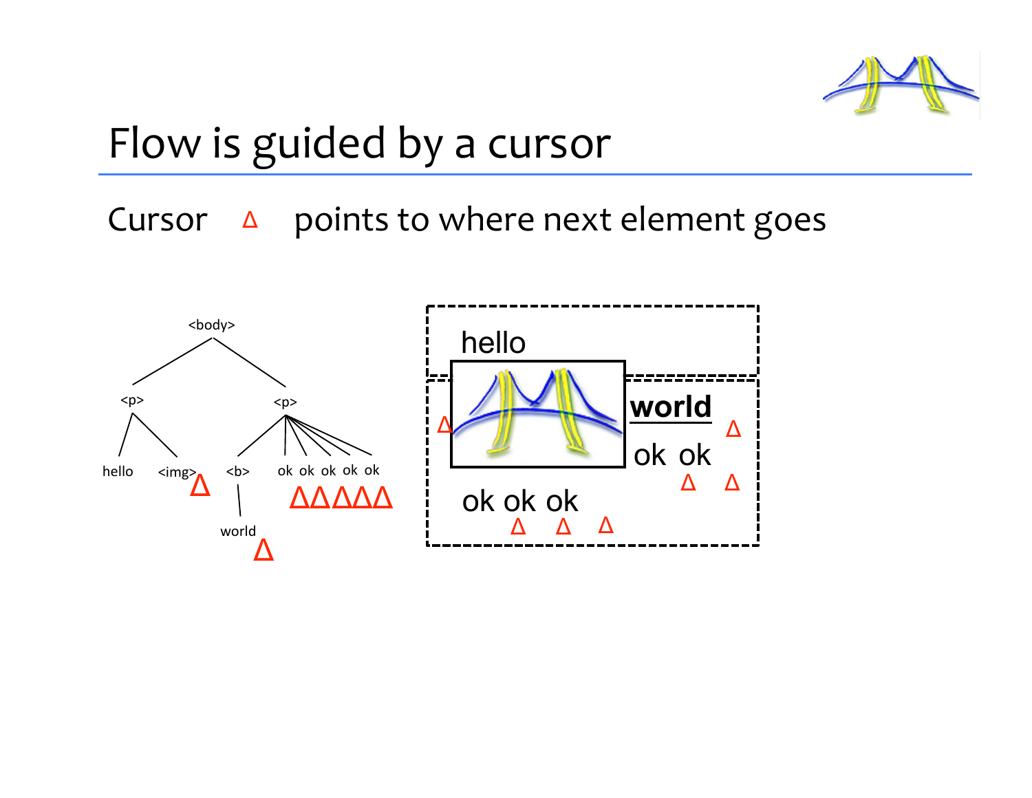# Flow is guided by a cursor

Cursor Δ points to where next element goes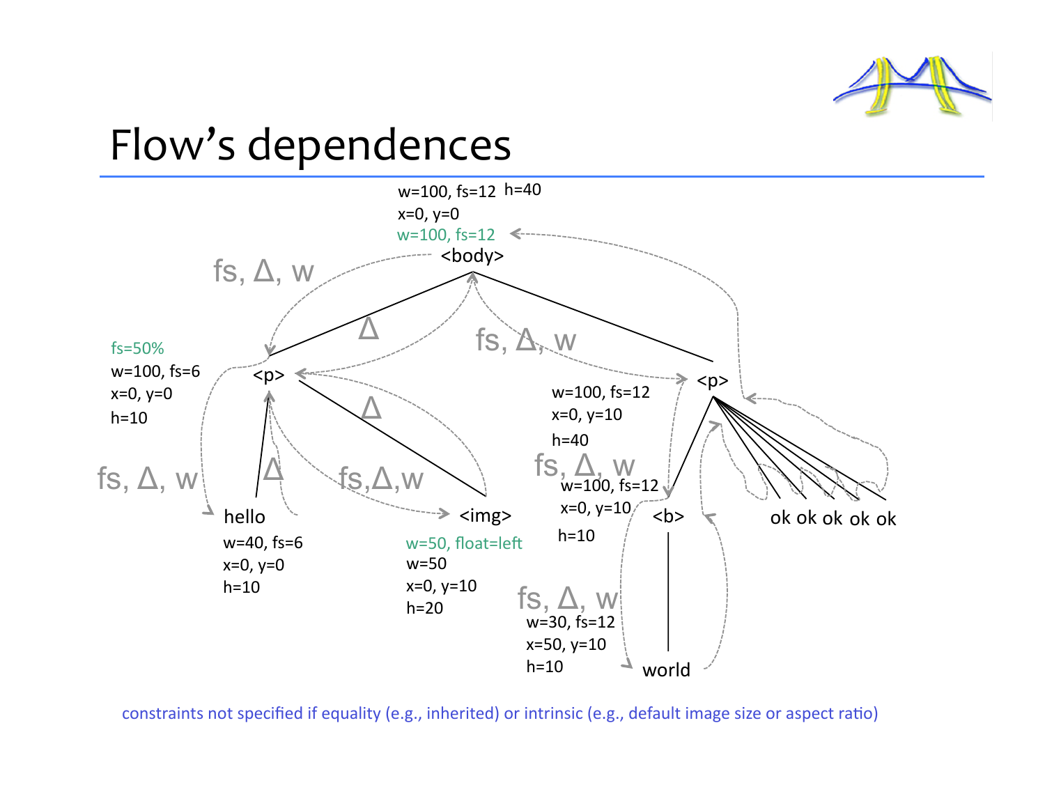# Flow's dependences

w=100, fs=12 h=40
x=0, y=0
w=100, fs=12
<body>

fs, Δ, w

Δ

fs, Δ, w

fs=50%
w=100, fs=6
x=0, y=0
h=10

<p>

Δ

fs, Δ, w

Δ

fs,Δ,w

hello
w=40, fs=6
x=0, y=0
h=10

<img>
w=50, float=left
w=50
x=0, y=10
h=20

w=100, fs=12
x=0, y=10
h=40

<p>

fs, Δ, w
w=100, fs=12
x=0, y=10
h=10

<b>

ok ok ok ok ok

fs, Δ, w
w=30, fs=12
x=50, y=10
h=10

world

constraints not specified if equality (e.g., inherited) or intrinsic (e.g., default image size or aspect ratio)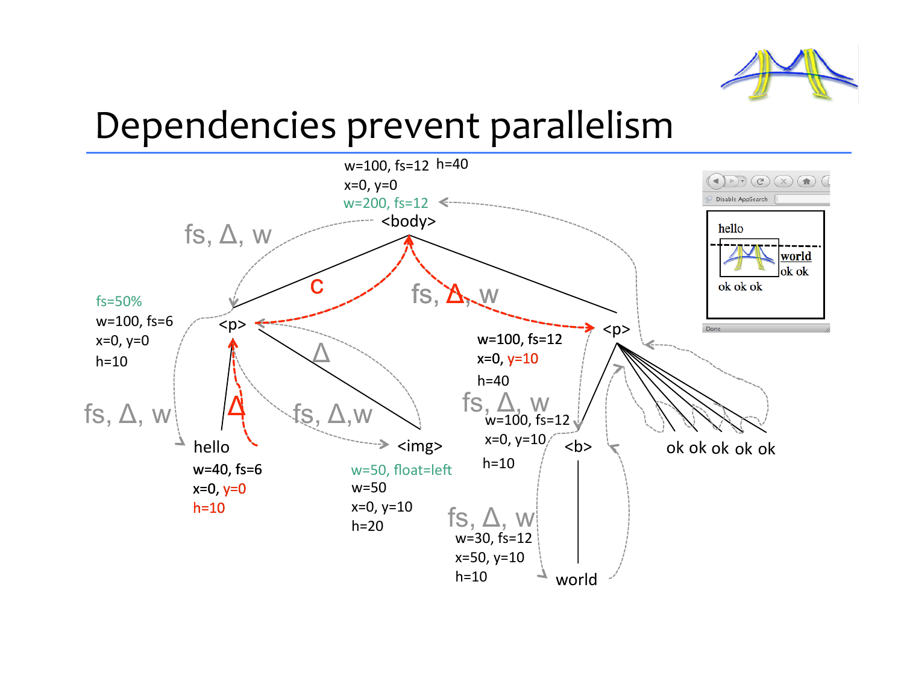# Dependencies prevent parallelism

<body>: w=100, fs=12 h=40, x=0, y=0, w=200, fs=12

<p>: fs=50%, w=100, fs=6, x=0, y=0, h=10

hello: w=40, fs=6, x=0, y=0, h=10

<img>: w=50, float=left, w=50, x=0, y=10, h=20

<p>: w=100, fs=12, x=0, y=10, h=40

<b>: w=100, fs=12, x=0, y=10, h=10

world: w=30, fs=12, x=50, y=10, h=10

ok ok ok ok ok

fs, Δ, w

C

Δ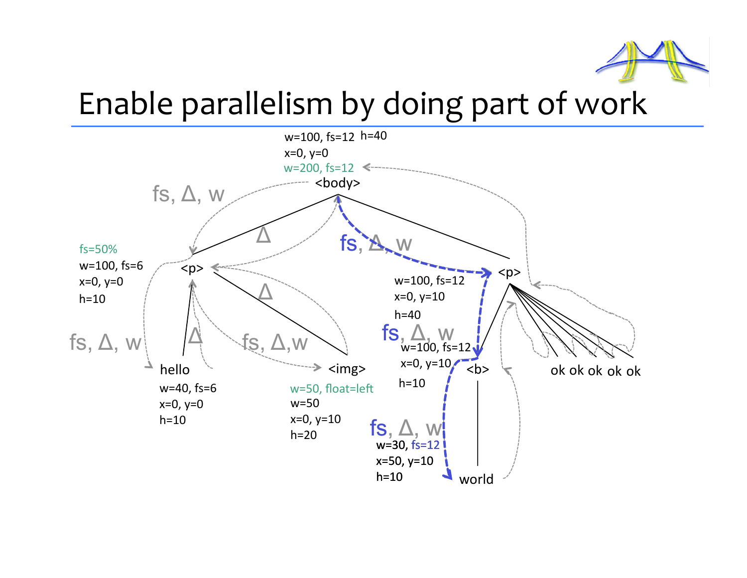# Enable parallelism by doing part of work

w=100, fs=12 h=40
x=0, y=0
w=200, fs=12
<body>

fs, Δ, w

Δ

fs, Δ, w

fs=50%
w=100, fs=6
x=0, y=0
h=10

<p>

Δ

<p>

w=100, fs=12
x=0, y=10
h=40

fs, Δ, w

Δ

fs, Δ,w

fs, Δ, w

w=100, fs=12
x=0, y=10
h=10

<b>

hello
w=40, fs=6
x=0, y=0
h=10

<img>
w=50, float=left
w=50
x=0, y=10
h=20

ok ok ok ok ok

fs, Δ, w
w=30, fs=12
x=50, y=10
h=10

world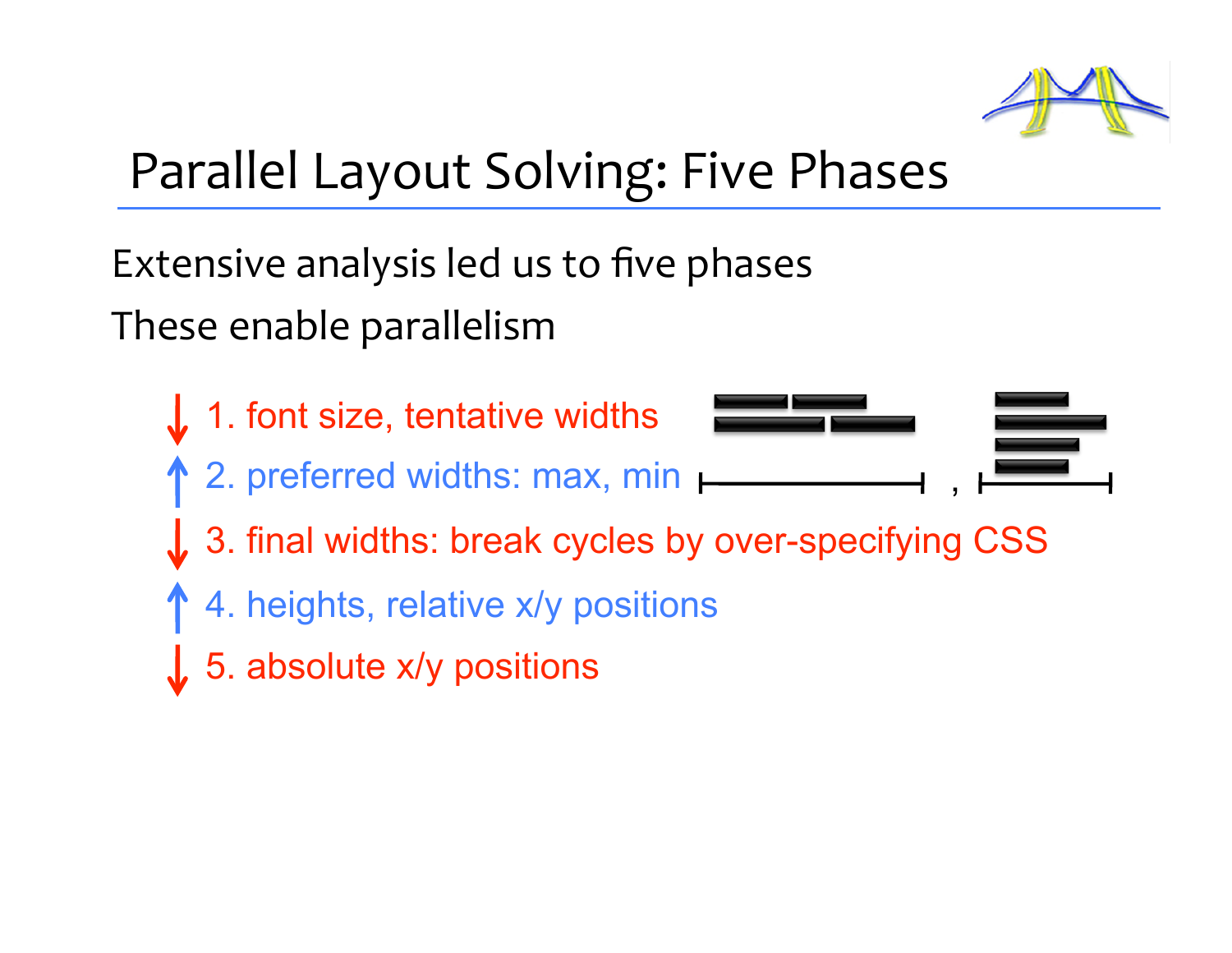# Parallel Layout Solving: Five Phases

Extensive analysis led us to five phases

These enable parallelism

↓ 1. font size, tentative widths

↑ 2. preferred widths: max, min

↓ 3. final widths: break cycles by over-specifying CSS

↑ 4. heights, relative x/y positions

↓ 5. absolute x/y positions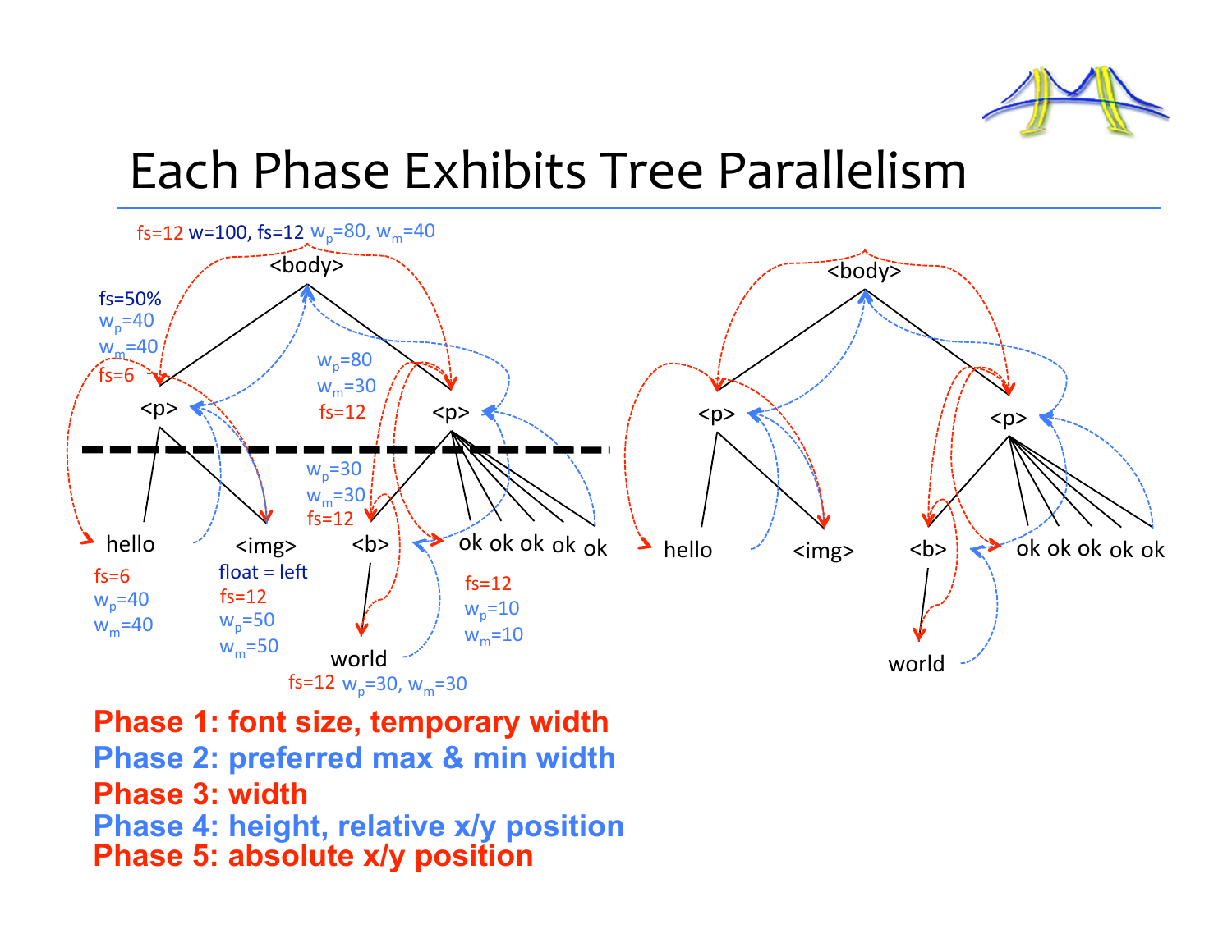# Each Phase Exhibits Tree Parallelism

fs=12 w=100, fs=12 $w_p$=80, $w_m$=40

<body>

fs=50%
$w_p$=40
$w_m$=40
fs=6

<p>

$w_p$=80
$w_m$=30
fs=12

<p>

$w_p$=30
$w_m$=30
fs=12

hello

fs=6
$w_p$=40
$w_m$=40

<img>

float = left
fs=12
$w_p$=50
$w_m$=50

<b>

world

fs=12 $w_p$=30, $w_m$=30

ok ok ok ok ok

fs=12
$w_p$=10
$w_m$=10

<body>

<p>

<p>

hello

<img>

<b>

world

ok ok ok ok ok

**Phase 1: font size, temporary width**
**Phase 2: preferred max & min width**
**Phase 3: width**
**Phase 4: height, relative x/y position**
**Phase 5: absolute x/y position**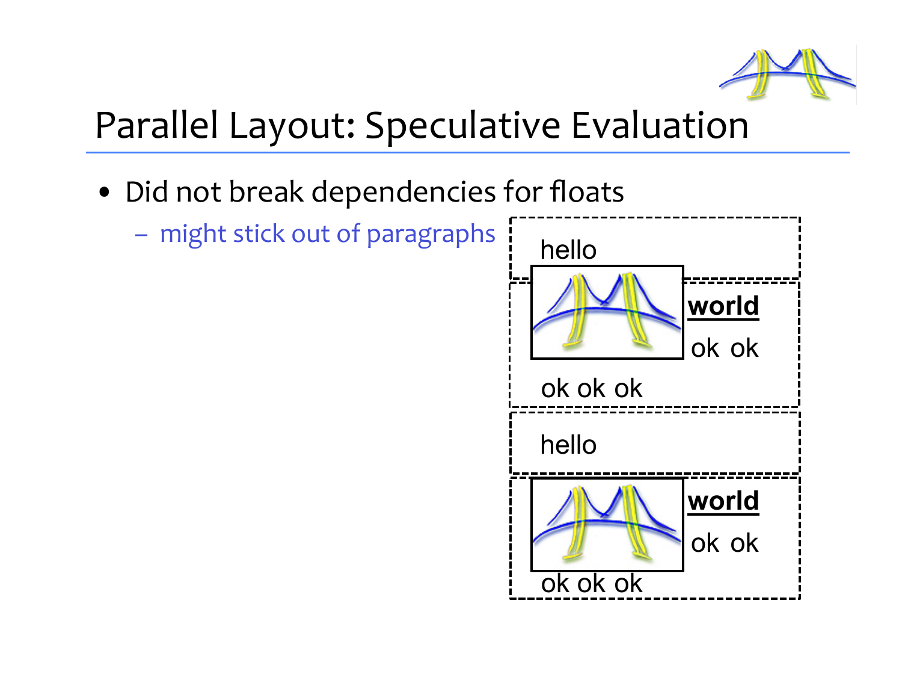# Parallel Layout: Speculative Evaluation

- Did not break dependencies for floats
  - might stick out of paragraphs

hello

world

ok ok

ok ok ok

hello

world

ok ok

ok ok ok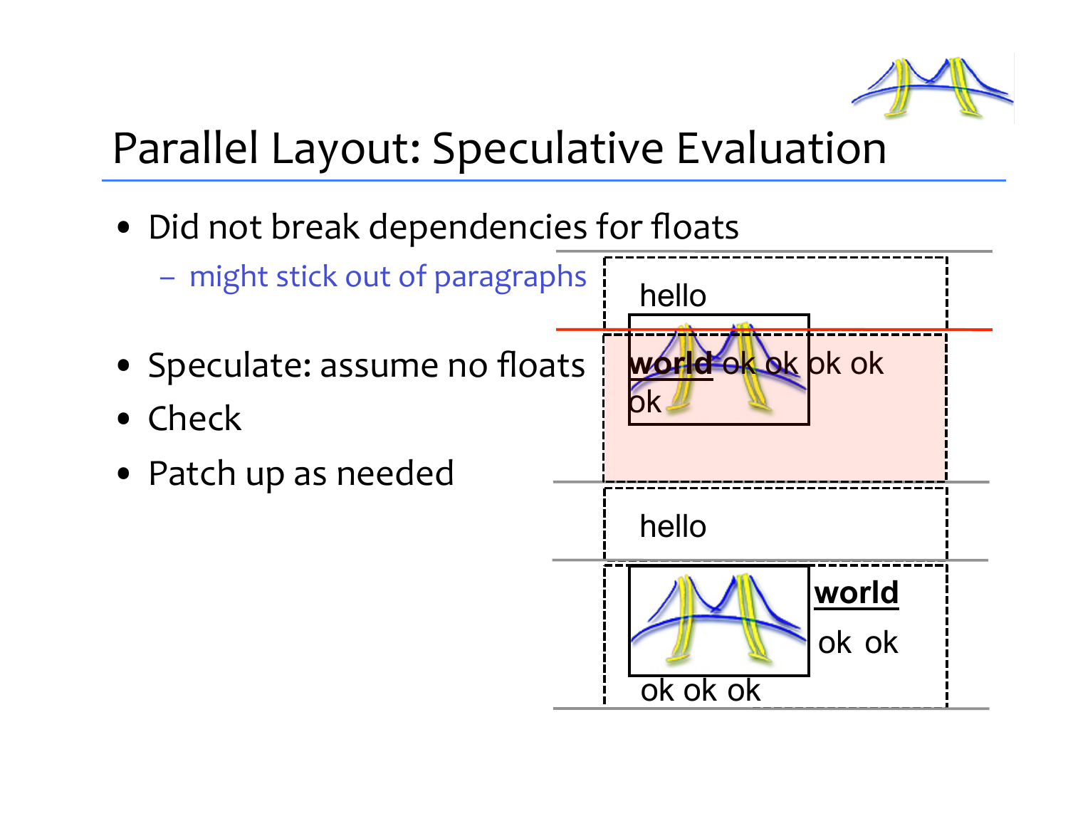# Parallel Layout: Speculative Evaluation

- Did not break dependencies for floats
  - might stick out of paragraphs
- Speculate: assume no floats
- Check
- Patch up as needed

hello

world ok ok ok ok ok

hello

world

ok ok

ok ok ok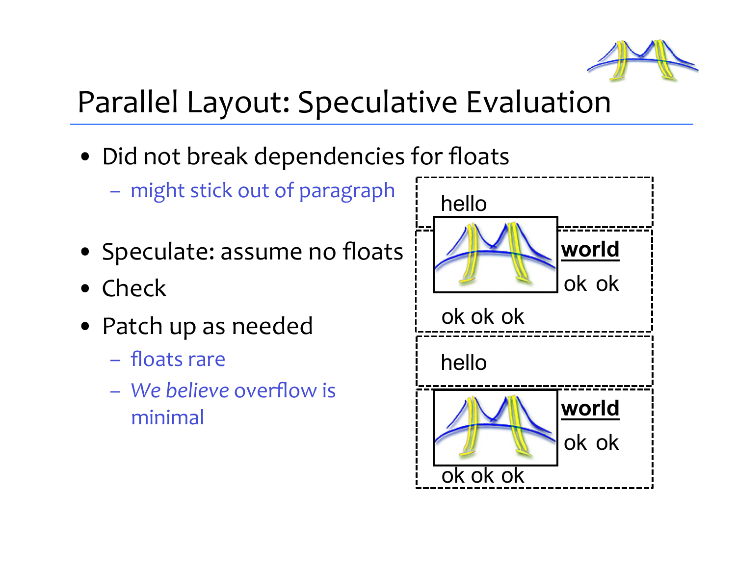# Parallel Layout: Speculative Evaluation

- Did not break dependencies for floats
  - might stick out of paragraph
- Speculate: assume no floats
- Check
- Patch up as needed
  - floats rare
  - *We believe* overflow is minimal

hello

**world**

ok ok

ok ok ok

hello

**world**

ok ok

ok ok ok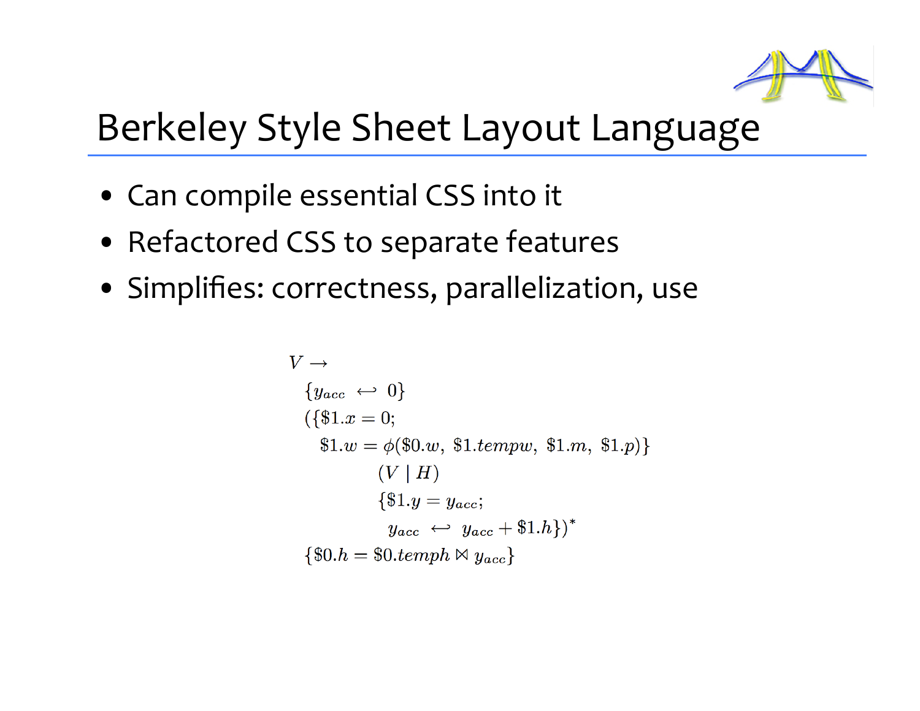# Berkeley Style Sheet Layout Language

- Can compile essential CSS into it
- Refactored CSS to separate features
- Simplifies: correctness, parallelization, use

$$
\begin{array}{l}
V \rightarrow \\
\quad \{y_{acc} \hookleftarrow 0\} \\
\quad (\{\$1.x = 0; \\
\quad\quad \$1.w = \phi(\$0.w,\ \$1.tempw,\ \$1.m,\ \$1.p)\} \\
\quad\quad\quad\quad (V \mid H) \\
\quad\quad\quad\quad \{\$1.y = y_{acc}; \\
\quad\quad\quad\quad\ y_{acc} \hookleftarrow y_{acc} + \$1.h\})^{*} \\
\quad \{\$0.h = \$0.temph \bowtie y_{acc}\}
\end{array}
$$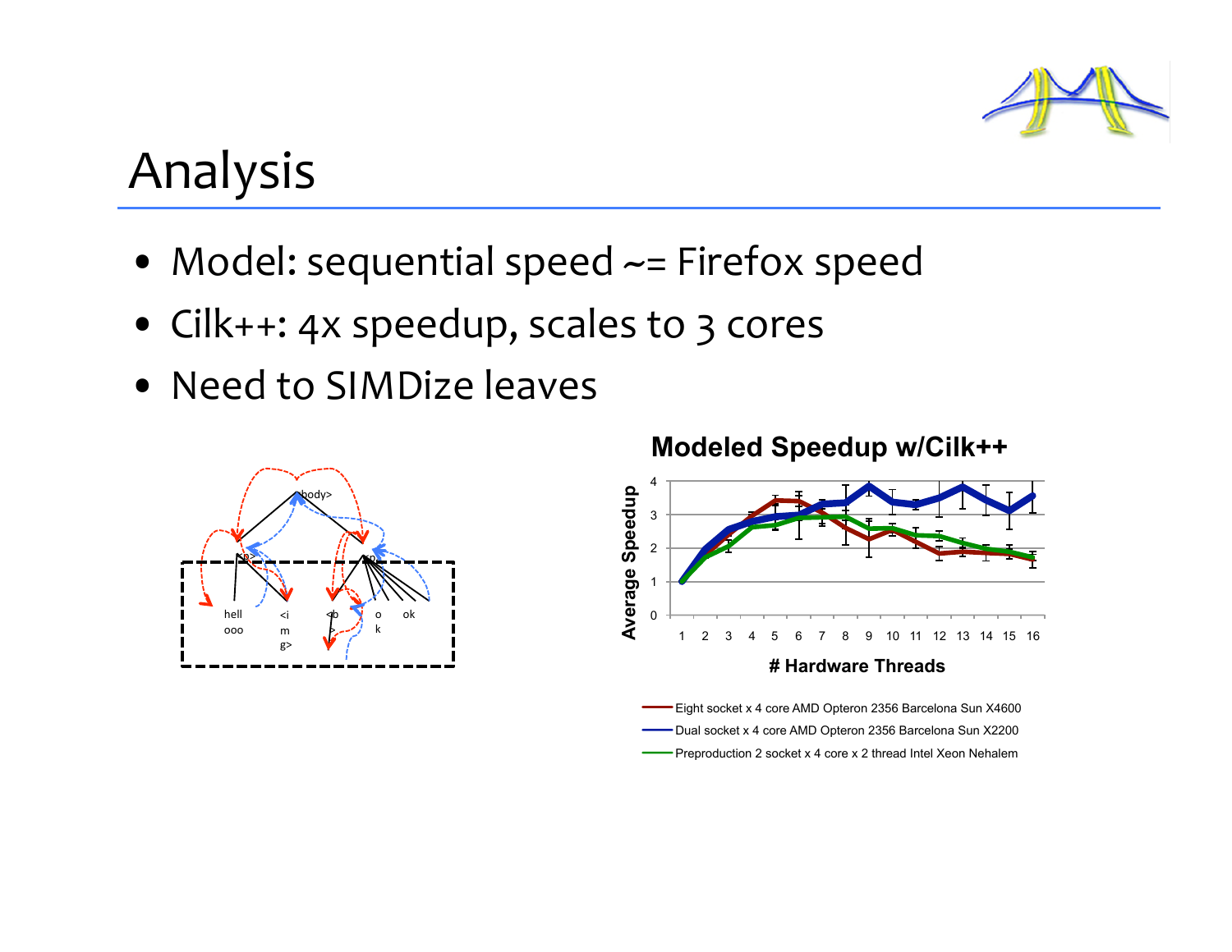# Analysis

- Model: sequential speed ~= Firefox speed
- Cilk++: 4x speedup, scales to 3 cores
- Need to SIMDize leaves

**Modeled Speedup w/Cilk++**

Average Speedup vs. # Hardware Threads

- Eight socket x 4 core AMD Opteron 2356 Barcelona Sun X4600
- Dual socket x 4 core AMD Opteron 2356 Barcelona Sun X2200
- Preproduction 2 socket x 4 core x 2 thread Intel Xeon Nehalem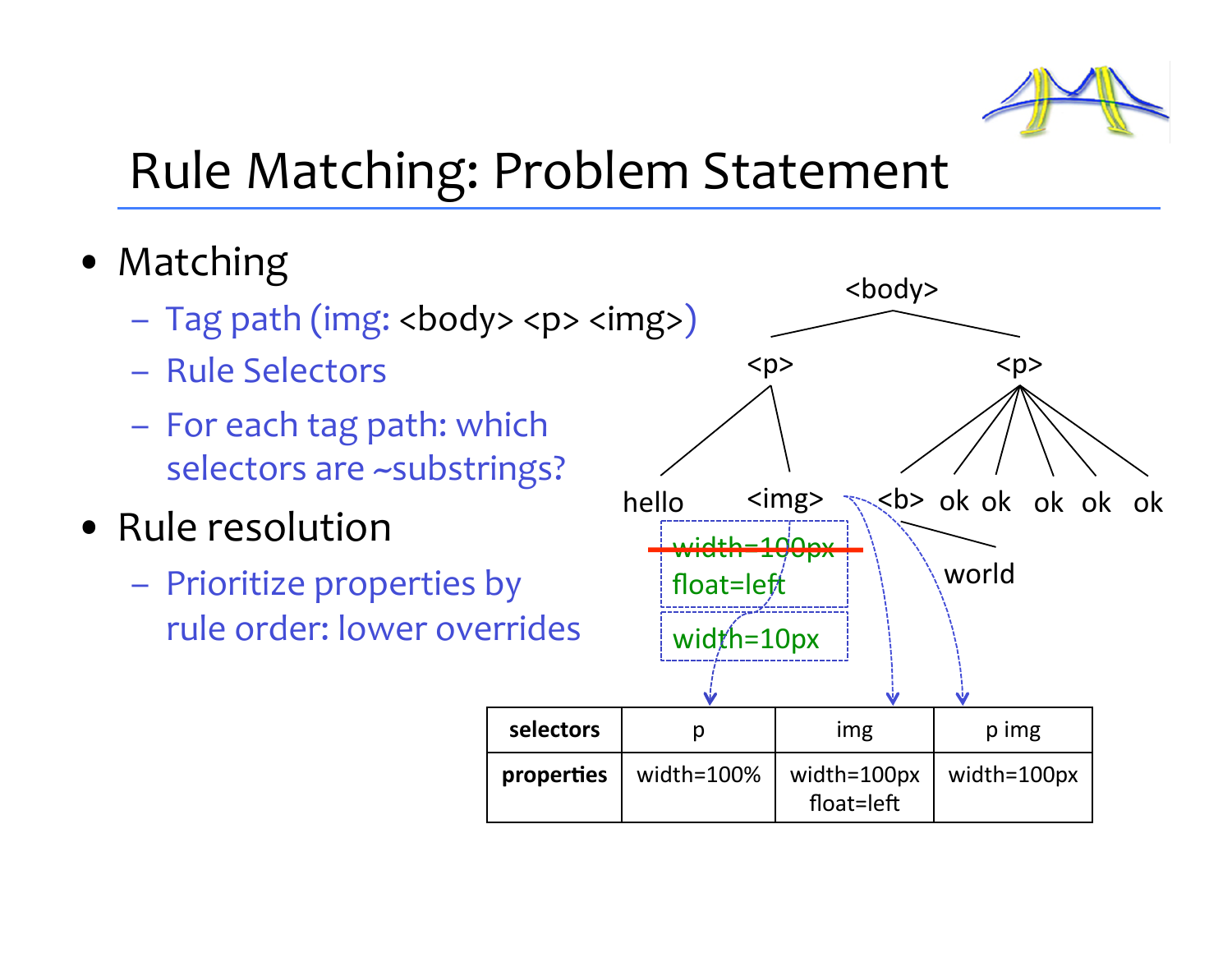# Rule Matching: Problem Statement

- Matching
  - Tag path (img: <body> <p> <img>)
  - Rule Selectors
  - For each tag path: which selectors are ~substrings?
- Rule resolution
  - Prioritize properties by rule order: lower overrides

| selectors | p | img | p img |
| --- | --- | --- | --- |
| properties | width=100% | width=100px float=left | width=100px |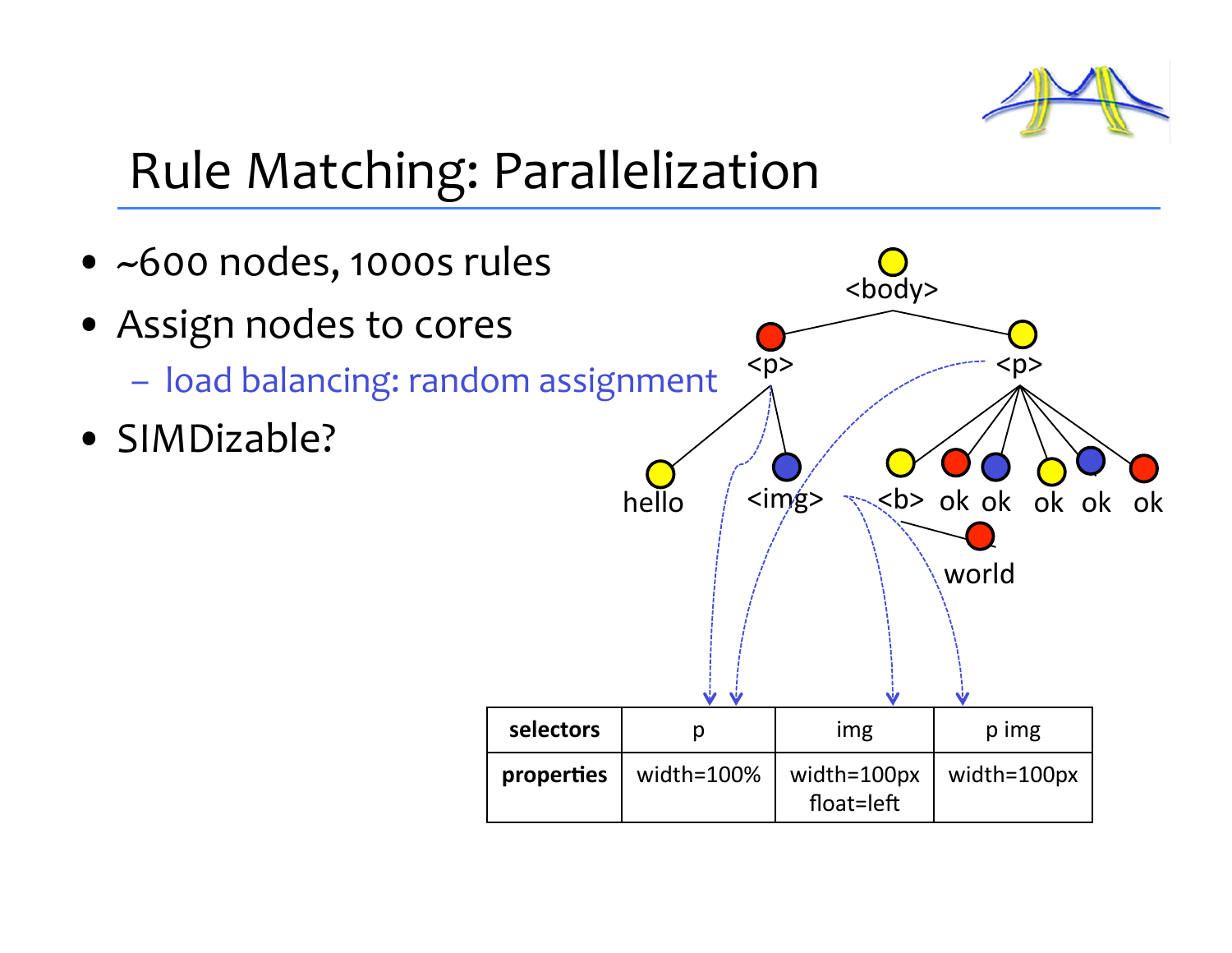# Rule Matching: Parallelization

- ~600 nodes, 1000s rules
- Assign nodes to cores
  - load balancing: random assignment
- SIMDizable?

| selectors | p | img | p img |
|---|---|---|---|
| properties | width=100% | width=100px float=left | width=100px |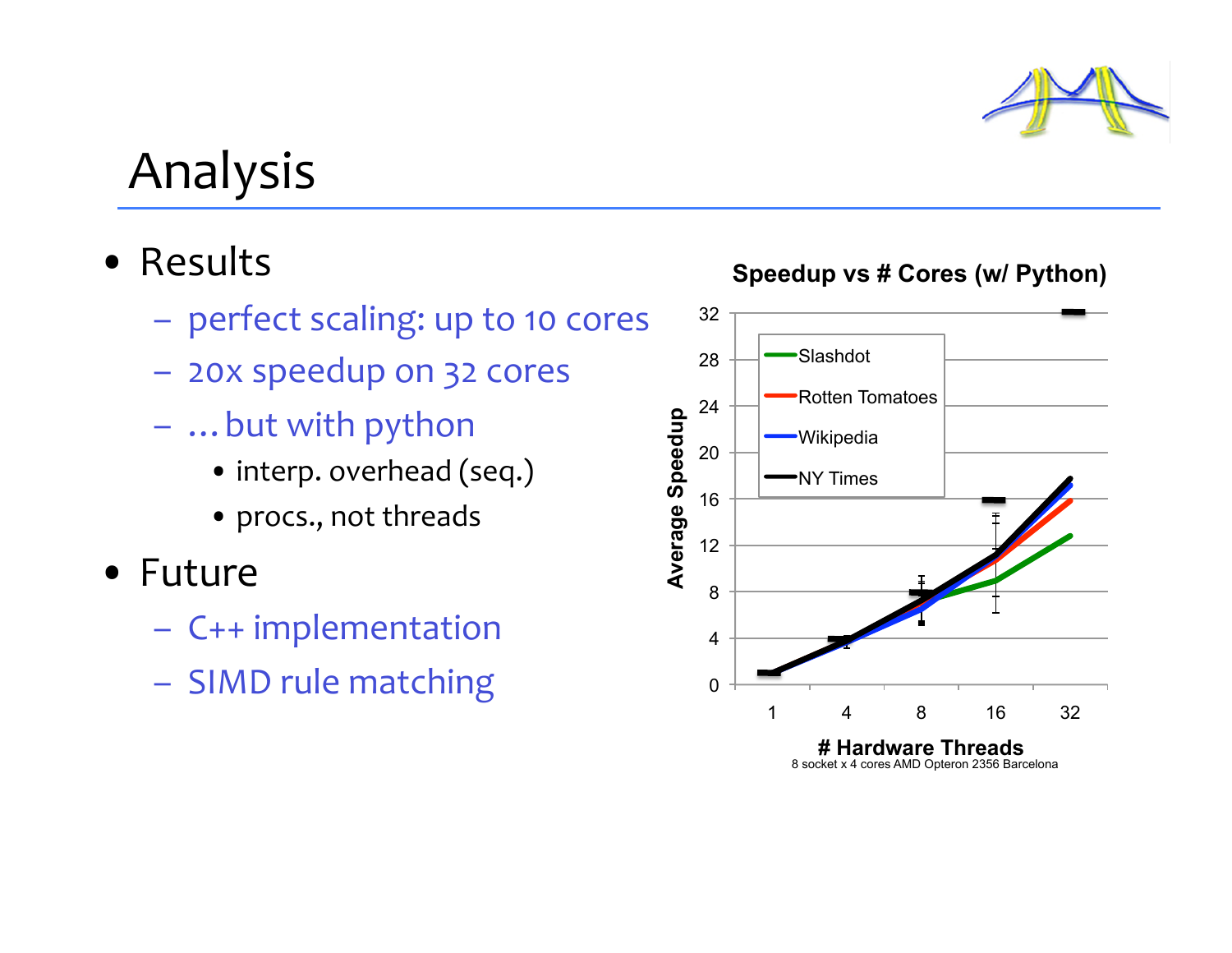# Analysis

- Results
  - perfect scaling: up to 10 cores
  - 20x speedup on 32 cores
  - … but with python
    - interp. overhead (seq.)
    - procs., not threads
- Future
  - C++ implementation
  - SIMD rule matching

**Speedup vs # Cores (w/ Python)**

Legend: Slashdot, Rotten Tomatoes, Wikipedia, NY Times

Y-axis: Average Speedup (0, 4, 8, 12, 16, 20, 24, 28, 32)

X-axis: # Hardware Threads (1, 4, 8, 16, 32)

8 socket x 4 cores AMD Opteron 2356 Barcelona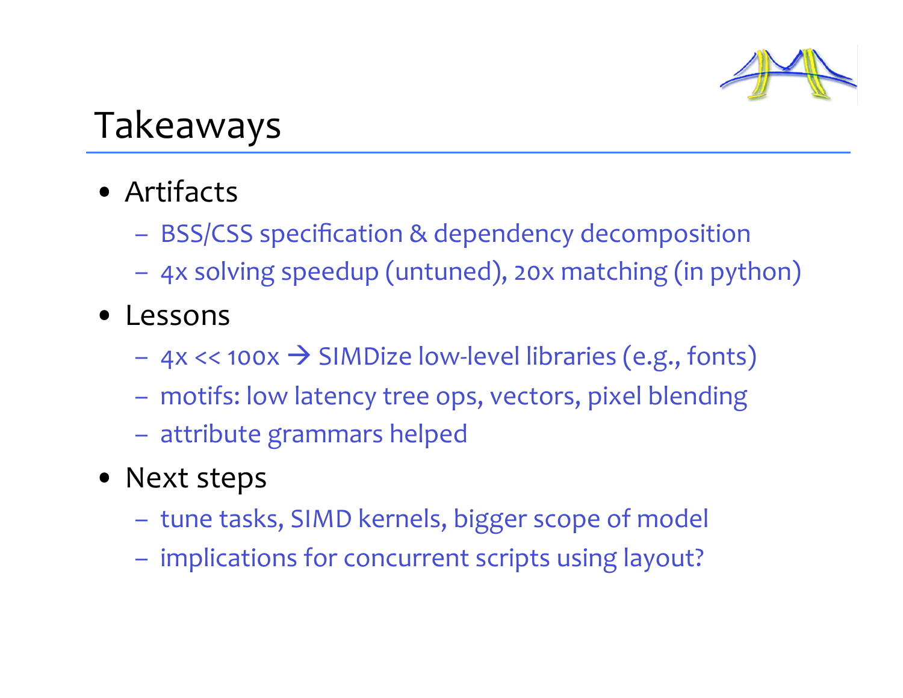# Takeaways

- Artifacts
  - BSS/CSS specification & dependency decomposition
  - 4x solving speedup (untuned), 20x matching (in python)
- Lessons
  - 4x << 100x → SIMDize low-level libraries (e.g., fonts)
  - motifs: low latency tree ops, vectors, pixel blending
  - attribute grammars helped
- Next steps
  - tune tasks, SIMD kernels, bigger scope of model
  - implications for concurrent scripts using layout?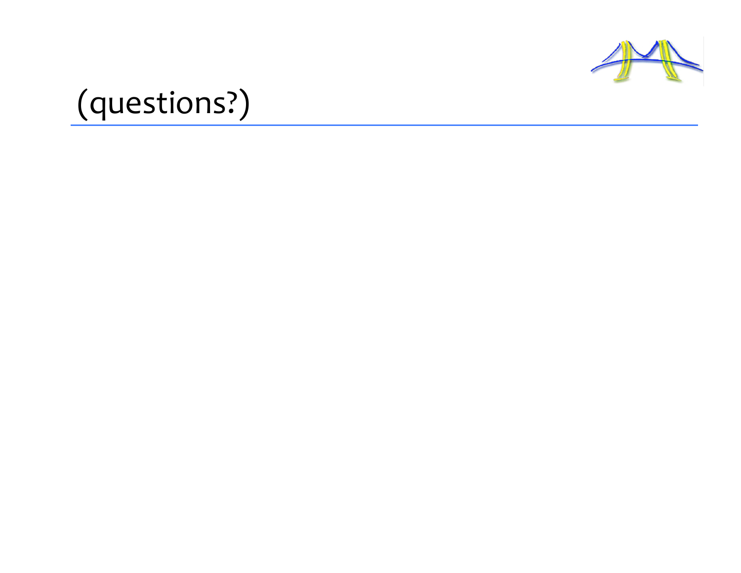# (questions?)